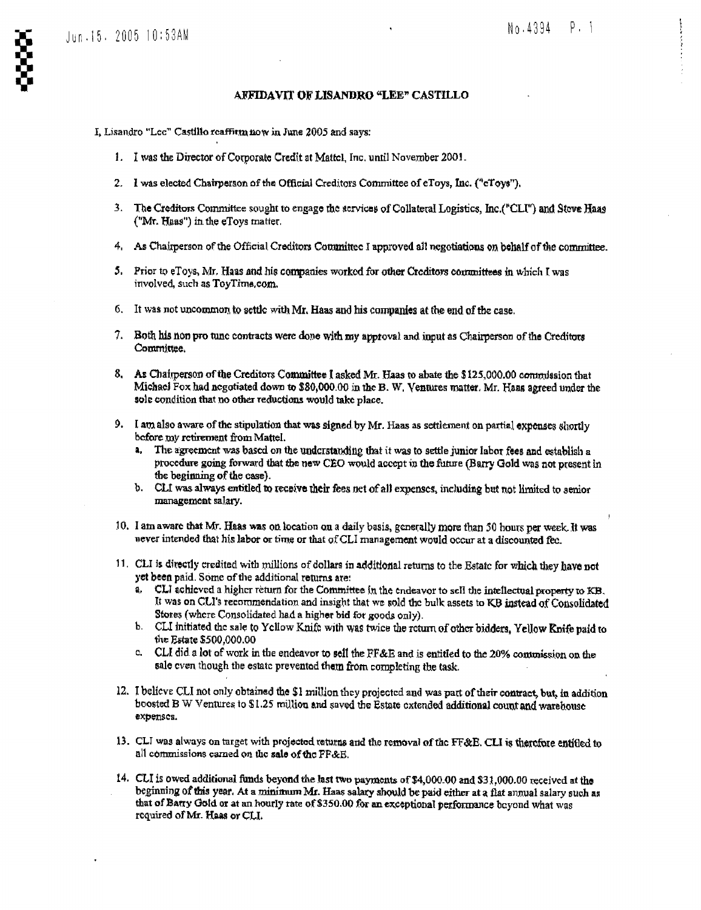# AFFIDAVIT OF LISANDRO "LEE" CASTILLO

I, Lisandro "Lee" Castillo reaffirm now in June 2005 and says:

1. I was the Director of Corporate Credit at Mattel, Inc. until November 2001.
2. I was elected Chairperson of the Official Creditors Committee of eToys, Inc. ("eToys").
3. The Creditors Committee sought to engage the services of Collateral Logistics, Inc.("CLI") and Steve Haas ("Mr. Haas") in the eToys matter.
4. As Chairperson of the Official Creditors Committee I approved all negotiations on behalf of the committee.
5. Prior to eToys, Mr. Haas and his companies worked for other Creditors committees in which I was involved, such as ToyTime.com.
6. It was not uncommon to settle with Mr. Haas and his companies at the end of the case.
7. Both his non pro tunc contracts were done with my approval and input as Chairperson of the Creditors Committee.
8. As Chairperson of the Creditors Committee I asked Mr. Haas to abate the $125,000.00 commission that Michael Fox had negotiated down to $80,000.00 in the B. W. Ventures matter. Mr. Haas agreed under the sole condition that no other reductions would take place.
9. I am also aware of the stipulation that was signed by Mr. Haas as settlement on partial expenses shortly before my retirement from Mattel.
   a. The agreement was based on the understanding that it was to settle junior labor fees and establish a procedure going forward that the new CEO would accept in the future (Barry Gold was not present in the beginning of the case).
   b. CLI was always entitled to receive their fees net of all expenses, including but not limited to senior management salary.
10. I am aware that Mr. Haas was on location on a daily basis, generally more than 50 hours per week. It was never intended that his labor or time or that of CLI management would occur at a discounted fee.
11. CLI is directly credited with millions of dollars in additional returns to the Estate for which they have not yet been paid. Some of the additional returns are:
    a. CLI achieved a higher return for the Committee in the endeavor to sell the intellectual property to KB. It was on CLI's recommendation and insight that we sold the bulk assets to KB instead of Consolidated Stores (where Consolidated had a higher bid for goods only).
    b. CLI initiated the sale to Yellow Knife with was twice the return of other bidders, Yellow Knife paid to the Estate $500,000.00
    c. CLI did a lot of work in the endeavor to sell the FF&E and is entitled to the 20% commission on the sale even though the estate prevented them from completing the task.
12. I believe CLI not only obtained the $1 million they projected and was part of their contract, but, in addition boosted B W Ventures to $1.25 million and saved the Estate extended additional count and warehouse expenses.
13. CLI was always on target with projected returns and the removal of the FF&E. CLI is therefore entitled to all commissions earned on the sale of the FF&E.
14. CLI is owed additional funds beyond the last two payments of $4,000.00 and $31,000.00 received at the beginning of this year. At a minimum Mr. Haas salary should be paid either at a flat annual salary such as that of Barry Gold or at an hourly rate of $350.00 for an exceptional performance beyond what was required of Mr. Haas or CLI.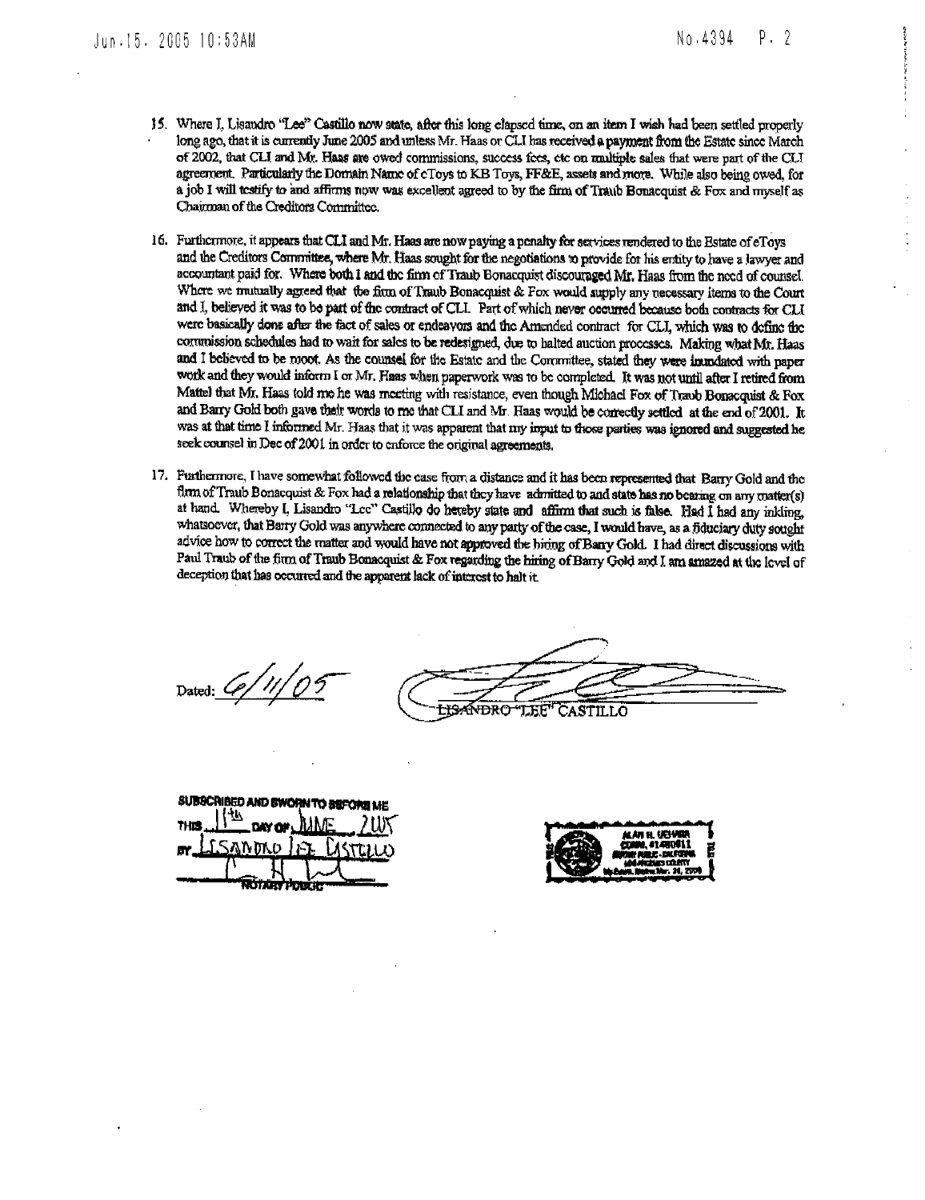15. Where I, Lisandro "Lee" Castillo now state, after this long elapsed time, on an item I wish had been settled properly long ago, that it is currently June 2005 and unless Mr. Haas or CLI has received a payment from the Estate since March of 2002, that CLI and Mr. Haas are owed commissions, success fees, etc on multiple sales that were part of the CLI agreement. Particularly the Domain Name of eToys to KB Toys, FF&E, assets and more. While also being owed, for a job I will testify to and affirms now was excellent agreed to by the firm of Traub Bonacquist & Fox and myself as Chairman of the Creditors Committee.

16. Furthermore, it appears that CLI and Mr. Haas are now paying a penalty for services rendered to the Estate of eToys and the Creditors Committee, where Mr. Haas sought for the negotiations to provide for his entity to have a lawyer and accountant paid for. Where both I and the firm of Traub Bonacquist discouraged Mr. Haas from the need of counsel. Where we mutually agreed that the firm of Traub Bonacquist & Fox would supply any necessary items to the Court and I, believed it was to be part of the contract of CLI. Part of which never occurred because both contracts for CLI were basically done after the fact of sales or endeavors and the Amended contract for CLI, which was to define the commission schedules had to wait for sales to be redesigned, due to halted auction processes. Making what Mr. Haas and I believed to be moot. As the counsel for the Estate and the Committee, stated they were inundated with paper work and they would inform I or Mr. Haas when paperwork was to be completed. It was not until after I retired from Mattel that Mr. Haas told me he was meeting with resistance, even though Michael Fox of Traub Bonacquist & Fox and Barry Gold both gave their words to me that CLI and Mr. Haas would be correctly settled at the end of 2001. It was at that time I informed Mr. Haas that it was apparent that my input to those parties was ignored and suggested he seek counsel in Dec of 2001 in order to enforce the original agreements.

17. Furthermore, I have somewhat followed the case from a distance and it has been represented that Barry Gold and the firm of Traub Bonacquist & Fox had a relationship that they have admitted to and state has no bearing on any matter(s) at hand. Whereby I, Lisandro "Lee" Castillo do hereby state and affirm that such is false. Had I had any inkling, whatsoever, that Barry Gold was anywhere connected to any party of the case, I would have, as a fiduciary duty sought advice how to correct the matter and would have not approved the hiring of Barry Gold. I had direct discussions with Paul Traub of the firm of Traub Bonacquist & Fox regarding the hiring of Barry Gold and I am amazed at the level of deception that has occurred and the apparent lack of interest to halt it.

Dated: 6/11/05

LISANDRO "LEE" CASTILLO

SUBSCRIBED AND SWORN TO BEFORE ME THIS 11th DAY OF JUNE 2005 BY LISANDRO LEE CASTILLO

NOTARY PUBLIC

ALAN H. UCHIDA
COMM. #1480811
NOTARY PUBLIC - CALIFORNIA
LOS ANGELES COUNTY
My Comm. Expires Mar. 24, 2008